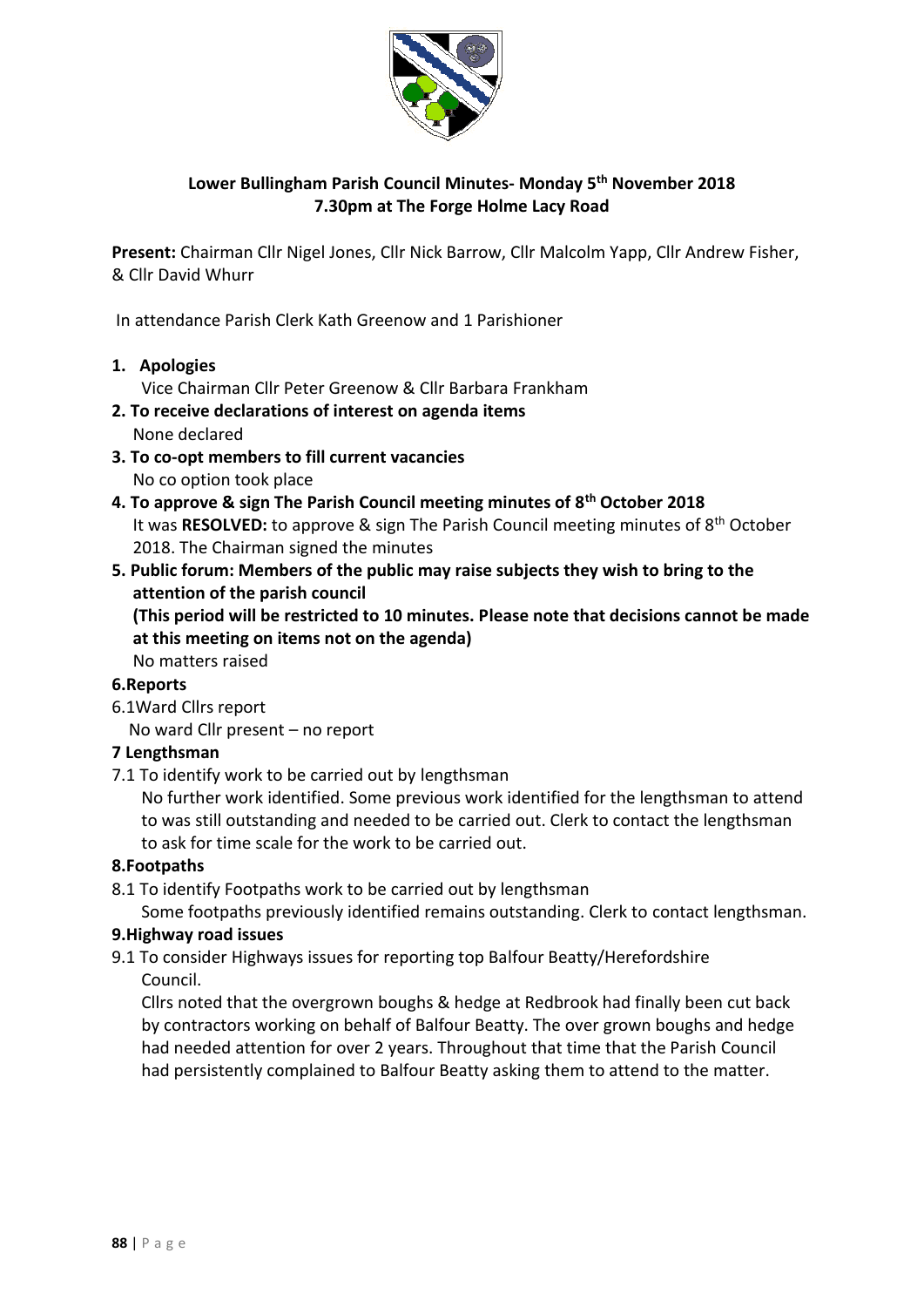# Lower Bullingham Parish Council Minutes- Monday 5th November 2018
## 7.30pm at The Forge Holme Lacy Road

**Present:** Chairman Cllr Nigel Jones, Cllr Nick Barrow, Cllr Malcolm Yapp, Cllr Andrew Fisher, & Cllr David Whurr

In attendance Parish Clerk Kath Greenow and 1 Parishioner

**1. Apologies**

Vice Chairman Cllr Peter Greenow & Cllr Barbara Frankham

**2. To receive declarations of interest on agenda items**

None declared

**3. To co-opt members to fill current vacancies**

No co option took place

**4. To approve & sign The Parish Council meeting minutes of 8th October 2018**

It was **RESOLVED:** to approve & sign The Parish Council meeting minutes of 8th October 2018. The Chairman signed the minutes

**5. Public forum: Members of the public may raise subjects they wish to bring to the attention of the parish council**

**(This period will be restricted to 10 minutes. Please note that decisions cannot be made at this meeting on items not on the agenda)**

No matters raised

**6.Reports**

6.1Ward Cllrs report

No ward Cllr present – no report

**7 Lengthsman**

7.1 To identify work to be carried out by lengthsman

No further work identified. Some previous work identified for the lengthsman to attend to was still outstanding and needed to be carried out. Clerk to contact the lengthsman to ask for time scale for the work to be carried out.

**8.Footpaths**

8.1 To identify Footpaths work to be carried out by lengthsman

Some footpaths previously identified remains outstanding. Clerk to contact lengthsman.

**9.Highway road issues**

9.1 To consider Highways issues for reporting top Balfour Beatty/Herefordshire Council.

Cllrs noted that the overgrown boughs & hedge at Redbrook had finally been cut back by contractors working on behalf of Balfour Beatty. The over grown boughs and hedge had needed attention for over 2 years. Throughout that time that the Parish Council had persistently complained to Balfour Beatty asking them to attend to the matter.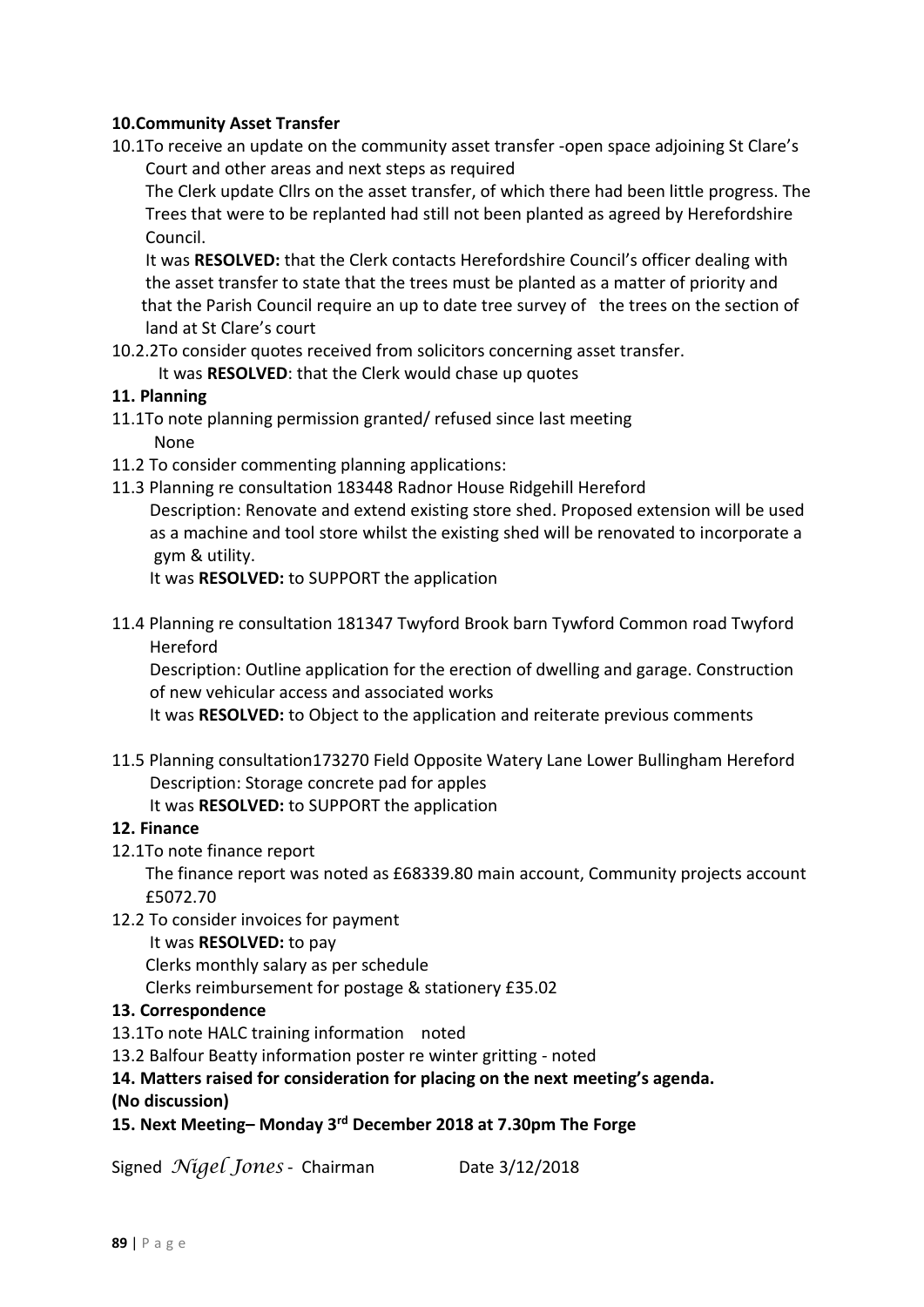**10.Community Asset Transfer**

10.1To receive an update on the community asset transfer -open space adjoining St Clare's Court and other areas and next steps as required

The Clerk update Cllrs on the asset transfer, of which there had been little progress. The Trees that were to be replanted had still not been planted as agreed by Herefordshire Council.

It was **RESOLVED:** that the Clerk contacts Herefordshire Council's officer dealing with the asset transfer to state that the trees must be planted as a matter of priority and that the Parish Council require an up to date tree survey of the trees on the section of land at St Clare's court

10.2.2To consider quotes received from solicitors concerning asset transfer.

It was **RESOLVED**: that the Clerk would chase up quotes

**11. Planning**

11.1To note planning permission granted/ refused since last meeting

None

11.2 To consider commenting planning applications:

11.3 Planning re consultation 183448 Radnor House Ridgehill Hereford

Description: Renovate and extend existing store shed. Proposed extension will be used as a machine and tool store whilst the existing shed will be renovated to incorporate a gym & utility.

It was **RESOLVED:** to SUPPORT the application

11.4 Planning re consultation 181347 Twyford Brook barn Tywford Common road Twyford Hereford

Description: Outline application for the erection of dwelling and garage. Construction of new vehicular access and associated works

It was **RESOLVED:** to Object to the application and reiterate previous comments

11.5 Planning consultation173270 Field Opposite Watery Lane Lower Bullingham Hereford

Description: Storage concrete pad for apples

It was **RESOLVED:** to SUPPORT the application

**12. Finance**

12.1To note finance report

The finance report was noted as £68339.80 main account, Community projects account £5072.70

12.2 To consider invoices for payment

It was **RESOLVED:** to pay

Clerks monthly salary as per schedule

Clerks reimbursement for postage & stationery £35.02

**13. Correspondence**

13.1To note HALC training information noted

13.2 Balfour Beatty information poster re winter gritting - noted

**14. Matters raised for consideration for placing on the next meeting's agenda.**

**(No discussion)**

**15. Next Meeting– Monday 3rd December 2018 at 7.30pm The Forge**

Signed *Nigel Jones* - Chairman Date 3/12/2018